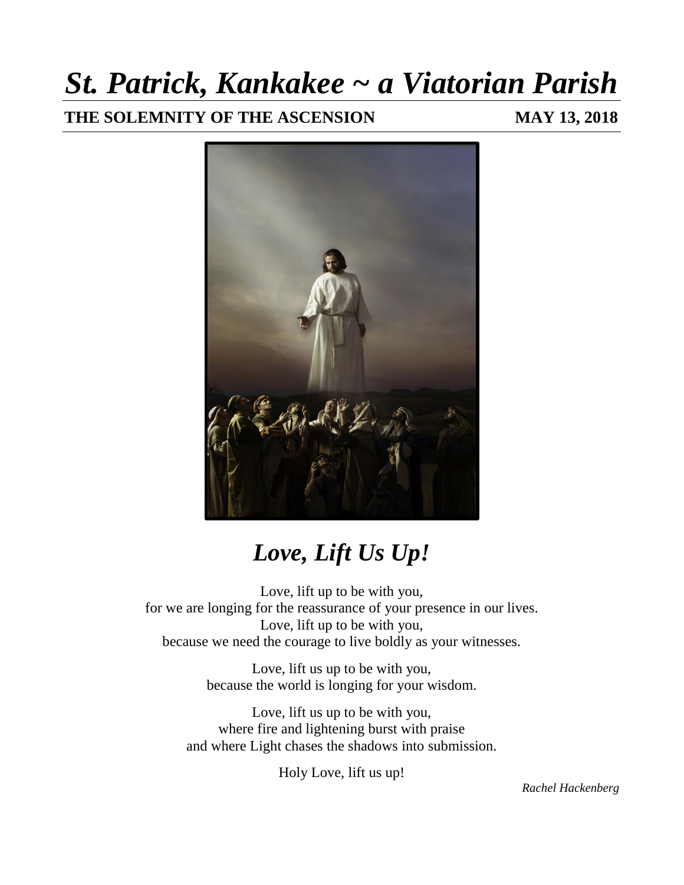# *St. Patrick, Kankakee ~ a Viatorian Parish*

**THE SOLEMNITY OF THE ASCENSION** **MAY 13, 2018**

## *Love, Lift Us Up!*

Love, lift up to be with you,
for we are longing for the reassurance of your presence in our lives.
Love, lift up to be with you,
because we need the courage to live boldly as your witnesses.

Love, lift us up to be with you,
because the world is longing for your wisdom.

Love, lift us up to be with you,
where fire and lightening burst with praise
and where Light chases the shadows into submission.

Holy Love, lift us up!

*Rachel Hackenberg*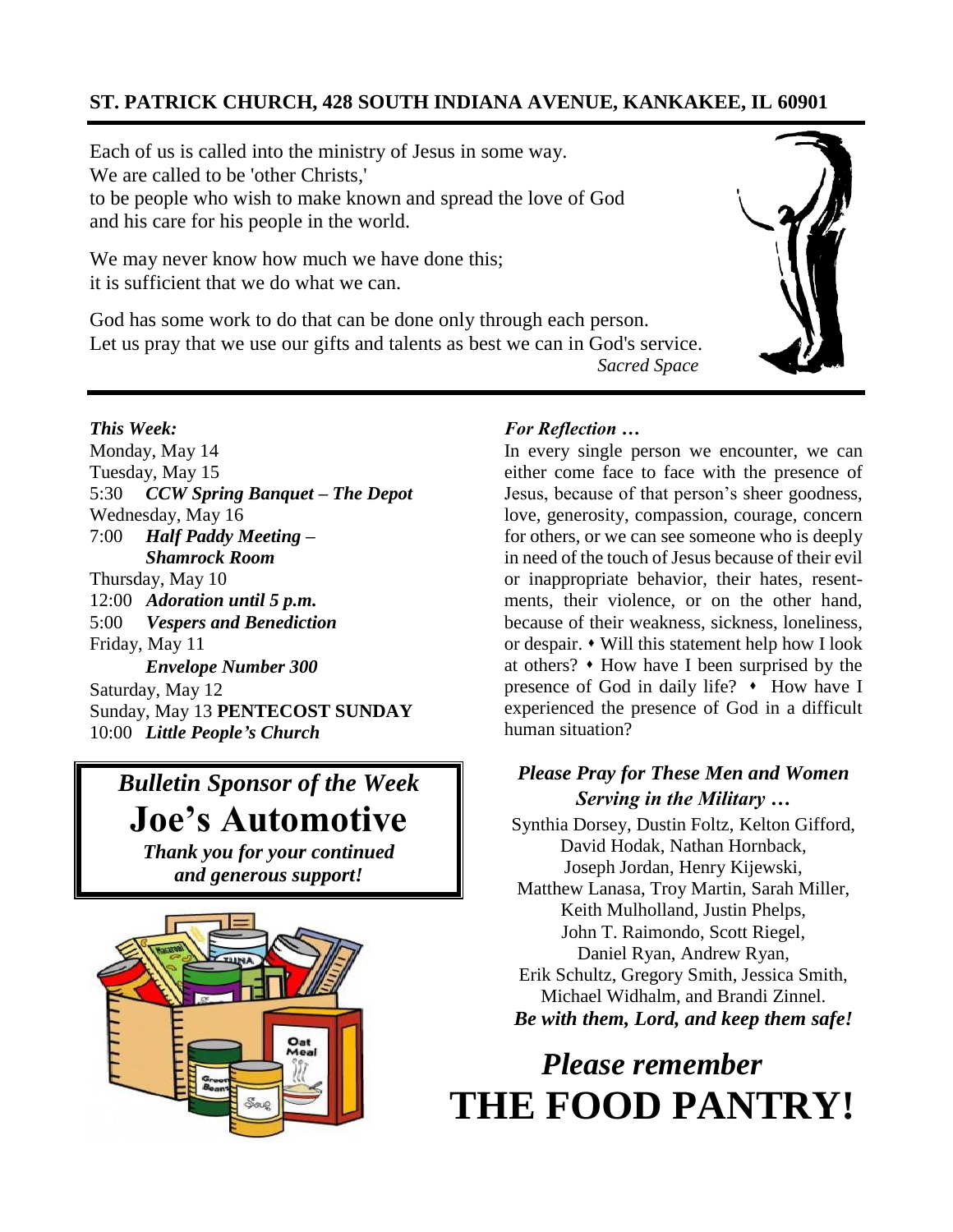**ST. PATRICK CHURCH, 428 SOUTH INDIANA AVENUE, KANKAKEE, IL 60901**

Each of us is called into the ministry of Jesus in some way.
We are called to be 'other Christs,'
to be people who wish to make known and spread the love of God
and his care for his people in the world.

We may never know how much we have done this;
it is sufficient that we do what we can.

God has some work to do that can be done only through each person.
Let us pray that we use our gifts and talents as best we can in God's service.

*Sacred Space*

***This Week:***

Monday, May 14
Tuesday, May 15
5:30 ***CCW Spring Banquet – The Depot***
Wednesday, May 16
7:00 ***Half Paddy Meeting – Shamrock Room***
Thursday, May 10
12:00 ***Adoration until 5 p.m.***
5:00 ***Vespers and Benediction***
Friday, May 11
***Envelope Number 300***
Saturday, May 12
Sunday, May 13 **PENTECOST SUNDAY**
10:00 ***Little People's Church***

***Bulletin Sponsor of the Week***

**Joe's Automotive**

***Thank you for your continued and generous support!***

***For Reflection …***

In every single person we encounter, we can either come face to face with the presence of Jesus, because of that person's sheer goodness, love, generosity, compassion, courage, concern for others, or we can see someone who is deeply in need of the touch of Jesus because of their evil or inappropriate behavior, their hates, resentments, their violence, or on the other hand, because of their weakness, sickness, loneliness, or despair. • Will this statement help how I look at others? • How have I been surprised by the presence of God in daily life? • How have I experienced the presence of God in a difficult human situation?

***Please Pray for These Men and Women Serving in the Military …***

Synthia Dorsey, Dustin Foltz, Kelton Gifford, David Hodak, Nathan Hornback, Joseph Jordan, Henry Kijewski, Matthew Lanasa, Troy Martin, Sarah Miller, Keith Mulholland, Justin Phelps, John T. Raimondo, Scott Riegel, Daniel Ryan, Andrew Ryan, Erik Schultz, Gregory Smith, Jessica Smith, Michael Widhalm, and Brandi Zinnel.

***Be with them, Lord, and keep them safe!***

***Please remember***

**THE FOOD PANTRY!**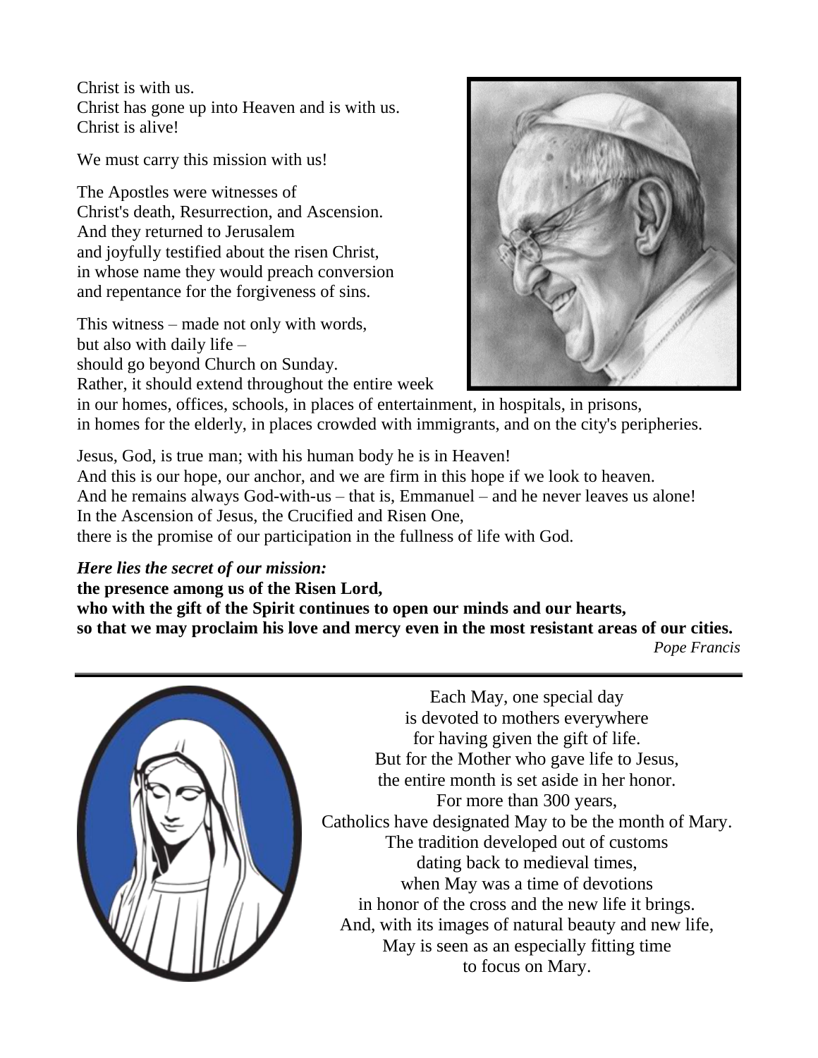Christ is with us.
Christ has gone up into Heaven and is with us.
Christ is alive!

We must carry this mission with us!

The Apostles were witnesses of
Christ's death, Resurrection, and Ascension.
And they returned to Jerusalem
and joyfully testified about the risen Christ,
in whose name they would preach conversion
and repentance for the forgiveness of sins.

This witness – made not only with words,
but also with daily life –
should go beyond Church on Sunday.
Rather, it should extend throughout the entire week
in our homes, offices, schools, in places of entertainment, in hospitals, in prisons,
in homes for the elderly, in places crowded with immigrants, and on the city's peripheries.

Jesus, God, is true man; with his human body he is in Heaven!
And this is our hope, our anchor, and we are firm in this hope if we look to heaven.
And he remains always God-with-us – that is, Emmanuel – and he never leaves us alone!
In the Ascension of Jesus, the Crucified and Risen One,
there is the promise of our participation in the fullness of life with God.

***Here lies the secret of our mission:***
**the presence among us of the Risen Lord,**
**who with the gift of the Spirit continues to open our minds and our hearts,**
**so that we may proclaim his love and mercy even in the most resistant areas of our cities.**

*Pope Francis*

---

Each May, one special day
is devoted to mothers everywhere
for having given the gift of life.
But for the Mother who gave life to Jesus,
the entire month is set aside in her honor.
For more than 300 years,
Catholics have designated May to be the month of Mary.
The tradition developed out of customs
dating back to medieval times,
when May was a time of devotions
in honor of the cross and the new life it brings.
And, with its images of natural beauty and new life,
May is seen as an especially fitting time
to focus on Mary.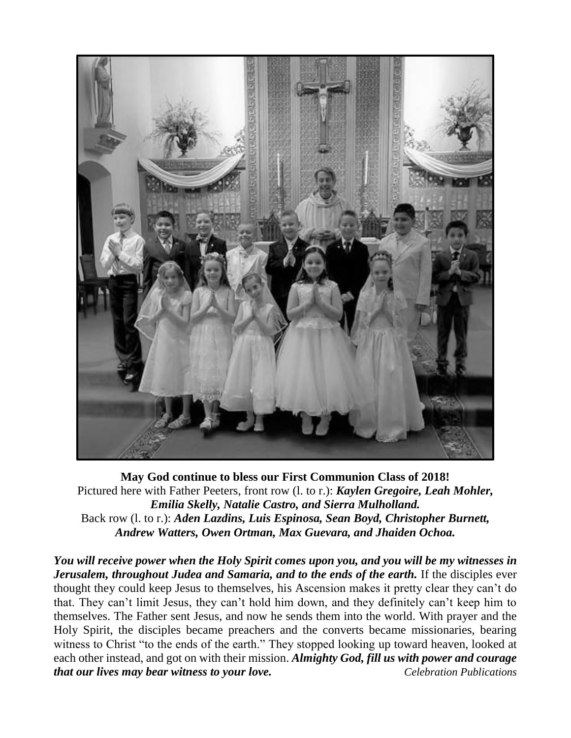**May God continue to bless our First Communion Class of 2018!**
Pictured here with Father Peeters, front row (l. to r.): ***Kaylen Gregoire, Leah Mohler, Emilia Skelly, Natalie Castro, and Sierra Mulholland.***
Back row (l. to r.): ***Aden Lazdins, Luis Espinosa, Sean Boyd, Christopher Burnett, Andrew Watters, Owen Ortman, Max Guevara, and Jhaiden Ochoa.***

***You will receive power when the Holy Spirit comes upon you, and you will be my witnesses in Jerusalem, throughout Judea and Samaria, and to the ends of the earth.*** If the disciples ever thought they could keep Jesus to themselves, his Ascension makes it pretty clear they can't do that. They can't limit Jesus, they can't hold him down, and they definitely can't keep him to themselves. The Father sent Jesus, and now he sends them into the world. With prayer and the Holy Spirit, the disciples became preachers and the converts became missionaries, bearing witness to Christ "to the ends of the earth." They stopped looking up toward heaven, looked at each other instead, and got on with their mission. ***Almighty God, fill us with power and courage that our lives may bear witness to your love.*** *Celebration Publications*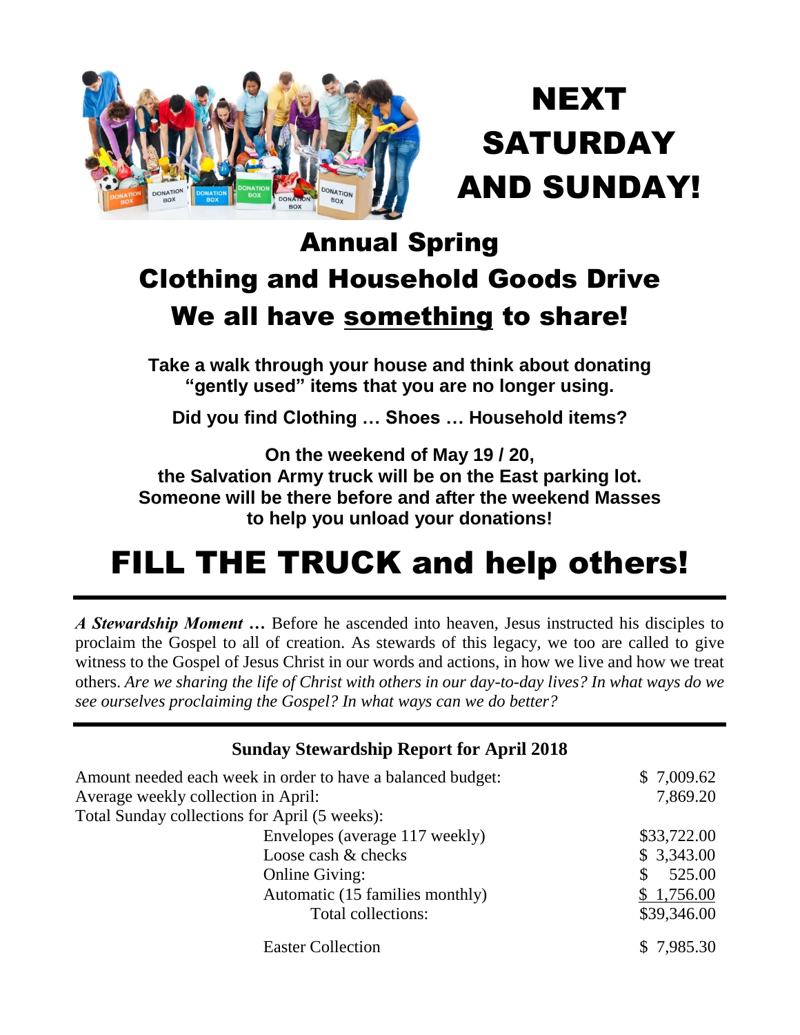# NEXT SATURDAY AND SUNDAY!

## Annual Spring Clothing and Household Goods Drive

## We all have <u>something</u> to share!

**Take a walk through your house and think about donating "gently used" items that you are no longer using.**

**Did you find Clothing … Shoes … Household items?**

**On the weekend of May 19 / 20, the Salvation Army truck will be on the East parking lot. Someone will be there before and after the weekend Masses to help you unload your donations!**

# FILL THE TRUCK and help others!

---

***A Stewardship Moment …*** Before he ascended into heaven, Jesus instructed his disciples to proclaim the Gospel to all of creation. As stewards of this legacy, we too are called to give witness to the Gospel of Jesus Christ in our words and actions, in how we live and how we treat others. *Are we sharing the life of Christ with others in our day-to-day lives? In what ways do we see ourselves proclaiming the Gospel? In what ways can we do better?*

---

**Sunday Stewardship Report for April 2018**

| | | |
|---|---|---|
| Amount needed each week in order to have a balanced budget: | | $ 7,009.62 |
| Average weekly collection in April: | | 7,869.20 |
| Total Sunday collections for April (5 weeks): | | |
| | Envelopes (average 117 weekly) | $33,722.00 |
| | Loose cash & checks | $ 3,343.00 |
| | Online Giving: | $ 525.00 |
| | Automatic (15 families monthly) | $ 1,756.00 |
| | Total collections: | $39,346.00 |
| | Easter Collection | $ 7,985.30 |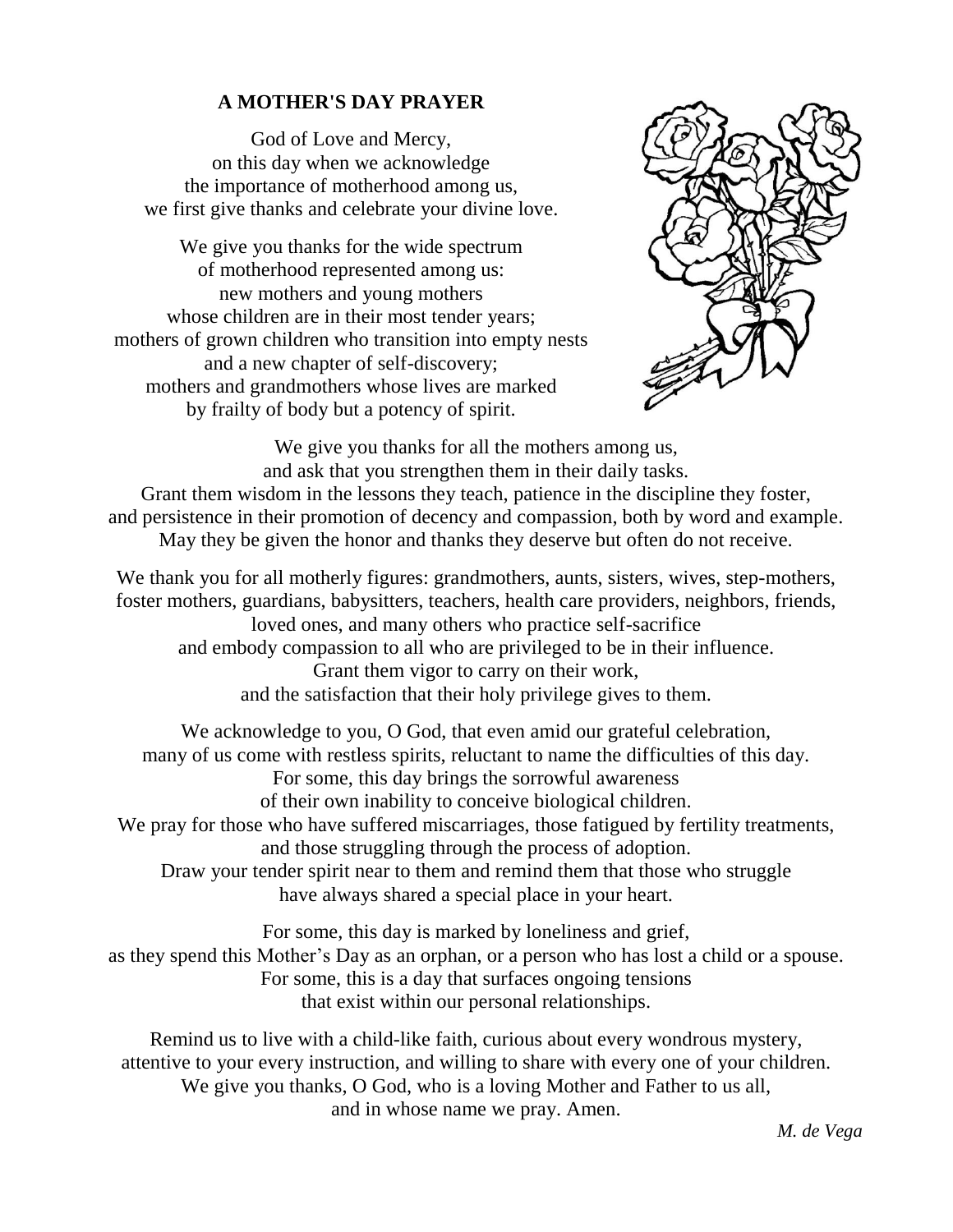## A MOTHER'S DAY PRAYER

God of Love and Mercy,
on this day when we acknowledge
the importance of motherhood among us,
we first give thanks and celebrate your divine love.

We give you thanks for the wide spectrum
of motherhood represented among us:
new mothers and young mothers
whose children are in their most tender years;
mothers of grown children who transition into empty nests
and a new chapter of self-discovery;
mothers and grandmothers whose lives are marked
by frailty of body but a potency of spirit.

We give you thanks for all the mothers among us,
and ask that you strengthen them in their daily tasks.
Grant them wisdom in the lessons they teach, patience in the discipline they foster,
and persistence in their promotion of decency and compassion, both by word and example.
May they be given the honor and thanks they deserve but often do not receive.

We thank you for all motherly figures: grandmothers, aunts, sisters, wives, step-mothers,
foster mothers, guardians, babysitters, teachers, health care providers, neighbors, friends,
loved ones, and many others who practice self-sacrifice
and embody compassion to all who are privileged to be in their influence.
Grant them vigor to carry on their work,
and the satisfaction that their holy privilege gives to them.

We acknowledge to you, O God, that even amid our grateful celebration,
many of us come with restless spirits, reluctant to name the difficulties of this day.
For some, this day brings the sorrowful awareness
of their own inability to conceive biological children.
We pray for those who have suffered miscarriages, those fatigued by fertility treatments,
and those struggling through the process of adoption.
Draw your tender spirit near to them and remind them that those who struggle
have always shared a special place in your heart.

For some, this day is marked by loneliness and grief,
as they spend this Mother's Day as an orphan, or a person who has lost a child or a spouse.
For some, this is a day that surfaces ongoing tensions
that exist within our personal relationships.

Remind us to live with a child-like faith, curious about every wondrous mystery,
attentive to your every instruction, and willing to share with every one of your children.
We give you thanks, O God, who is a loving Mother and Father to us all,
and in whose name we pray. Amen.

*M. de Vega*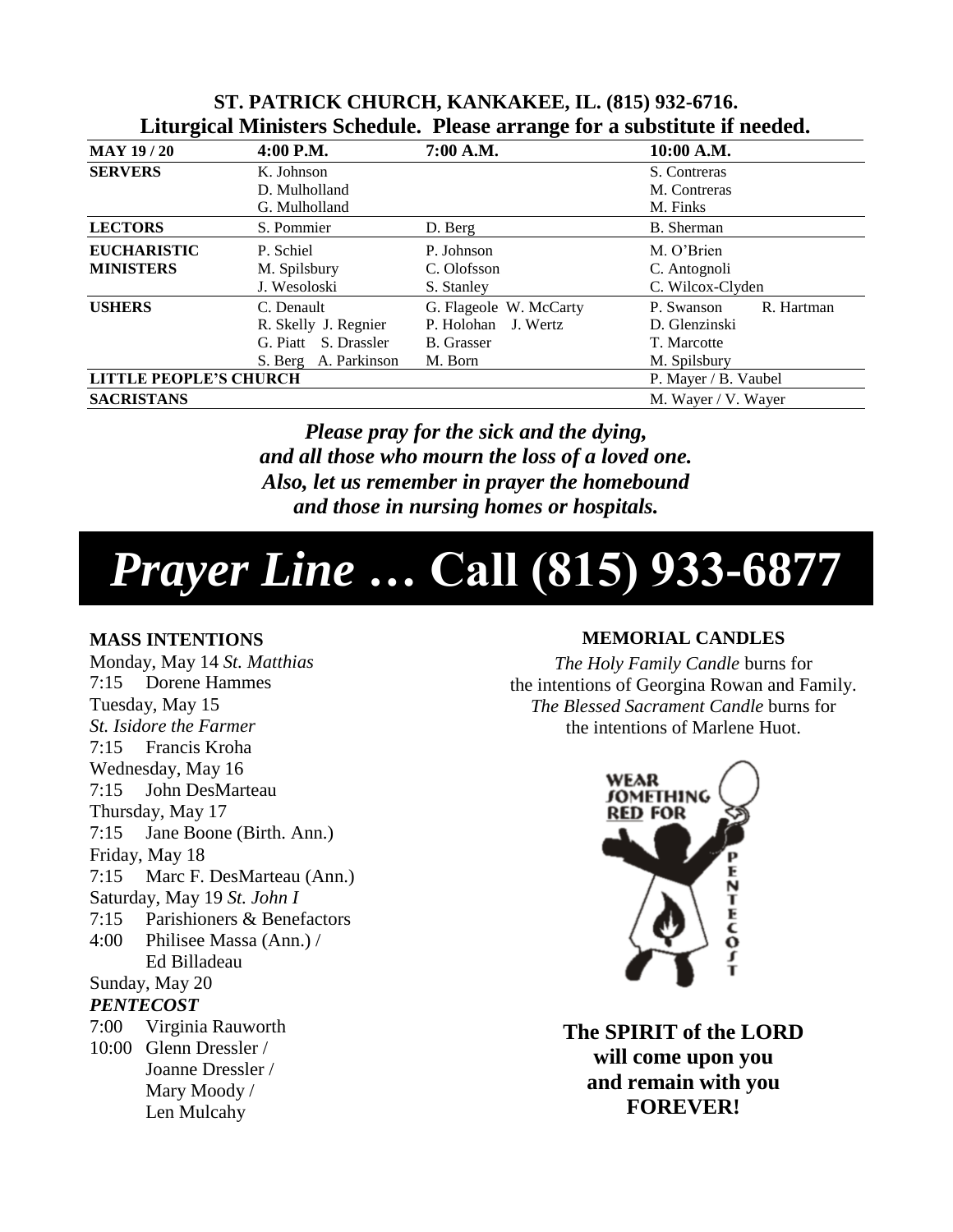**ST. PATRICK CHURCH, KANKAKEE, IL. (815) 932-6716.**
**Liturgical Ministers Schedule. Please arrange for a substitute if needed.**

| MAY 19 / 20 | 4:00 P.M. | 7:00 A.M. | 10:00 A.M. |
|---|---|---|---|
| **SERVERS** | K. Johnson<br>D. Mulholland<br>G. Mulholland | | S. Contreras<br>M. Contreras<br>M. Finks |
| **LECTORS** | S. Pommier | D. Berg | B. Sherman |
| **EUCHARISTIC MINISTERS** | P. Schiel<br>M. Spilsbury<br>J. Wesoloski | P. Johnson<br>C. Olofsson<br>S. Stanley | M. O'Brien<br>C. Antognoli<br>C. Wilcox-Clyden |
| **USHERS** | C. Denault<br>R. Skelly J. Regnier<br>G. Piatt S. Drassler<br>S. Berg A. Parkinson | G. Flageole W. McCarty<br>P. Holohan J. Wertz<br>B. Grasser<br>M. Born | P. Swanson R. Hartman<br>D. Glenzinski<br>T. Marcotte<br>M. Spilsbury |
| **LITTLE PEOPLE'S CHURCH** | | | P. Mayer / B. Vaubel |
| **SACRISTANS** | | | M. Wayer / V. Wayer |

***Please pray for the sick and the dying,***
***and all those who mourn the loss of a loved one.***
***Also, let us remember in prayer the homebound***
***and those in nursing homes or hospitals.***

# *Prayer Line* … Call (815) 933-6877

**MASS INTENTIONS**

Monday, May 14 *St. Matthias*
7:15 Dorene Hammes
Tuesday, May 15
*St. Isidore the Farmer*
7:15 Francis Kroha
Wednesday, May 16
7:15 John DesMarteau
Thursday, May 17
7:15 Jane Boone (Birth. Ann.)
Friday, May 18
7:15 Marc F. DesMarteau (Ann.)
Saturday, May 19 *St. John I*
7:15 Parishioners & Benefactors
4:00 Philisee Massa (Ann.) / Ed Billadeau
Sunday, May 20
***PENTECOST***
7:00 Virginia Rauworth
10:00 Glenn Dressler / Joanne Dressler / Mary Moody / Len Mulcahy

**MEMORIAL CANDLES**

*The Holy Family Candle* burns for the intentions of Georgina Rowan and Family.
*The Blessed Sacrament Candle* burns for the intentions of Marlene Huot.

WEAR SOMETHING RED FOR PENTECOST

**The SPIRIT of the LORD will come upon you and remain with you FOREVER!**